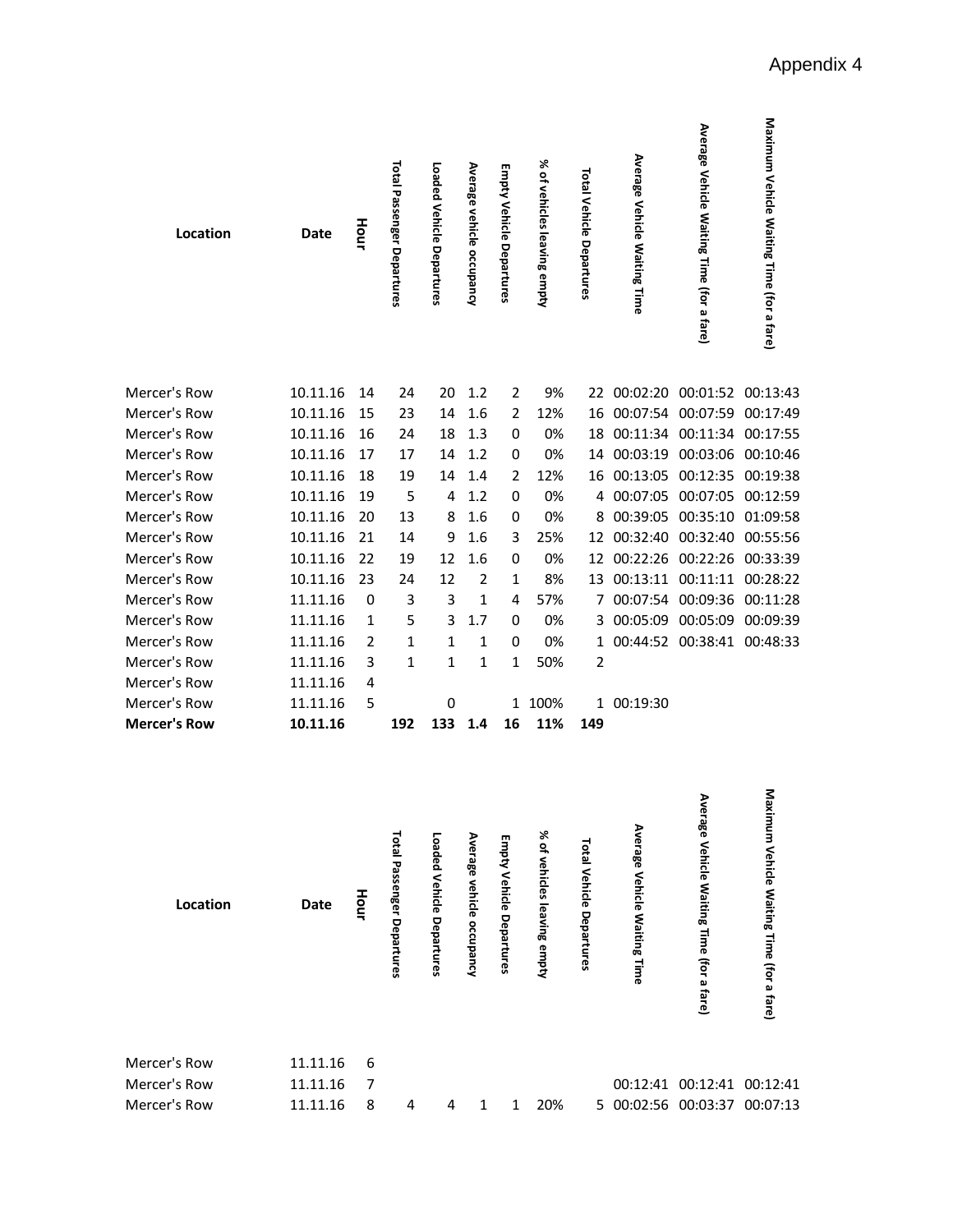Appendix 4

| Location | Date | Hour | Total Passenger Departures | Loaded Vehicle Departures | Average vehicle occupancy | Empty Vehicle Departures | % of vehicles leaving empty | Total Vehicle Departures | Average Vehicle Waiting Time | Average Vehicle Waiting Time (for a fare) | Maximum Vehicle Waiting Time (for a fare) |
|---|---|---|---|---|---|---|---|---|---|---|---|
| Mercer's Row | 10.11.16 | 14 | 24 | 20 | 1.2 | 2 | 9% | 22 | 00:02:20 | 00:01:52 | 00:13:43 |
| Mercer's Row | 10.11.16 | 15 | 23 | 14 | 1.6 | 2 | 12% | 16 | 00:07:54 | 00:07:59 | 00:17:49 |
| Mercer's Row | 10.11.16 | 16 | 24 | 18 | 1.3 | 0 | 0% | 18 | 00:11:34 | 00:11:34 | 00:17:55 |
| Mercer's Row | 10.11.16 | 17 | 17 | 14 | 1.2 | 0 | 0% | 14 | 00:03:19 | 00:03:06 | 00:10:46 |
| Mercer's Row | 10.11.16 | 18 | 19 | 14 | 1.4 | 2 | 12% | 16 | 00:13:05 | 00:12:35 | 00:19:38 |
| Mercer's Row | 10.11.16 | 19 | 5 | 4 | 1.2 | 0 | 0% | 4 | 00:07:05 | 00:07:05 | 00:12:59 |
| Mercer's Row | 10.11.16 | 20 | 13 | 8 | 1.6 | 0 | 0% | 8 | 00:39:05 | 00:35:10 | 01:09:58 |
| Mercer's Row | 10.11.16 | 21 | 14 | 9 | 1.6 | 3 | 25% | 12 | 00:32:40 | 00:32:40 | 00:55:56 |
| Mercer's Row | 10.11.16 | 22 | 19 | 12 | 1.6 | 0 | 0% | 12 | 00:22:26 | 00:22:26 | 00:33:39 |
| Mercer's Row | 10.11.16 | 23 | 24 | 12 | 2 | 1 | 8% | 13 | 00:13:11 | 00:11:11 | 00:28:22 |
| Mercer's Row | 11.11.16 | 0 | 3 | 3 | 1 | 4 | 57% | 7 | 00:07:54 | 00:09:36 | 00:11:28 |
| Mercer's Row | 11.11.16 | 1 | 5 | 3 | 1.7 | 0 | 0% | 3 | 00:05:09 | 00:05:09 | 00:09:39 |
| Mercer's Row | 11.11.16 | 2 | 1 | 1 | 1 | 0 | 0% | 1 | 00:44:52 | 00:38:41 | 00:48:33 |
| Mercer's Row | 11.11.16 | 3 | 1 | 1 | 1 | 1 | 50% | 2 | | | |
| Mercer's Row | 11.11.16 | 4 | | | | | | | | | |
| Mercer's Row | 11.11.16 | 5 | | 0 | | 1 | 100% | 1 | 00:19:30 | | |
| **Mercer's Row** | **10.11.16** | | **192** | **133** | **1.4** | **16** | **11%** | **149** | | | |

| Location | Date | Hour | Total Passenger Departures | Loaded Vehicle Departures | Average vehicle occupancy | Empty Vehicle Departures | % of vehicles leaving empty | Total Vehicle Departures | Average Vehicle Waiting Time | Average Vehicle Waiting Time (for a fare) | Maximum Vehicle Waiting Time (for a fare) |
|---|---|---|---|---|---|---|---|---|---|---|---|
| Mercer's Row | 11.11.16 | 6 | | | | | | | | | |
| Mercer's Row | 11.11.16 | 7 | | | | | | | 00:12:41 | 00:12:41 | 00:12:41 |
| Mercer's Row | 11.11.16 | 8 | 4 | 4 | 1 | 1 | 20% | 5 | 00:02:56 | 00:03:37 | 00:07:13 |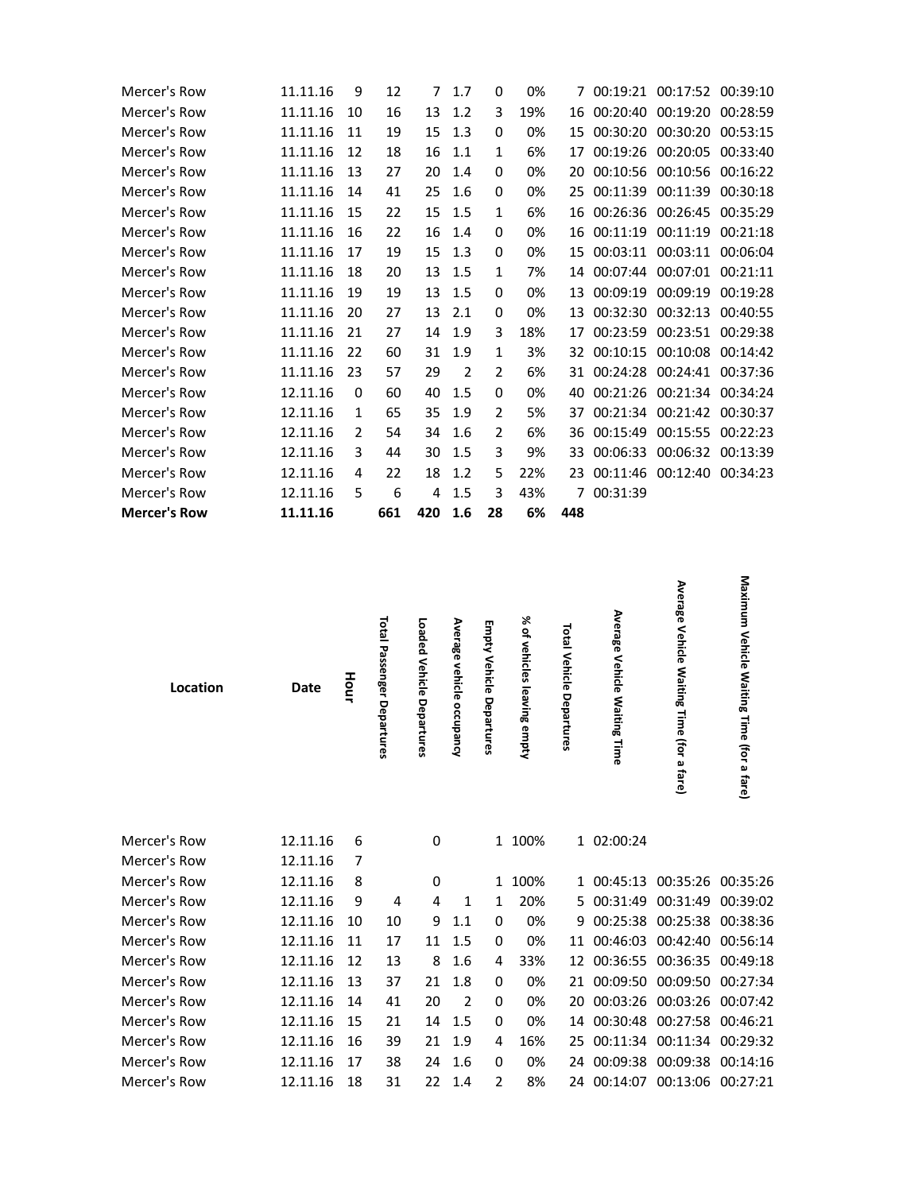| Mercer's Row | 11.11.16 | 9 | 12 | 7 | 1.7 | 0 | 0% | 7 | 00:19:21 | 00:17:52 | 00:39:10 |
|---|---|---|---|---|---|---|---|---|---|---|---|
| Mercer's Row | 11.11.16 | 10 | 16 | 13 | 1.2 | 3 | 19% | 16 | 00:20:40 | 00:19:20 | 00:28:59 |
| Mercer's Row | 11.11.16 | 11 | 19 | 15 | 1.3 | 0 | 0% | 15 | 00:30:20 | 00:30:20 | 00:53:15 |
| Mercer's Row | 11.11.16 | 12 | 18 | 16 | 1.1 | 1 | 6% | 17 | 00:19:26 | 00:20:05 | 00:33:40 |
| Mercer's Row | 11.11.16 | 13 | 27 | 20 | 1.4 | 0 | 0% | 20 | 00:10:56 | 00:10:56 | 00:16:22 |
| Mercer's Row | 11.11.16 | 14 | 41 | 25 | 1.6 | 0 | 0% | 25 | 00:11:39 | 00:11:39 | 00:30:18 |
| Mercer's Row | 11.11.16 | 15 | 22 | 15 | 1.5 | 1 | 6% | 16 | 00:26:36 | 00:26:45 | 00:35:29 |
| Mercer's Row | 11.11.16 | 16 | 22 | 16 | 1.4 | 0 | 0% | 16 | 00:11:19 | 00:11:19 | 00:21:18 |
| Mercer's Row | 11.11.16 | 17 | 19 | 15 | 1.3 | 0 | 0% | 15 | 00:03:11 | 00:03:11 | 00:06:04 |
| Mercer's Row | 11.11.16 | 18 | 20 | 13 | 1.5 | 1 | 7% | 14 | 00:07:44 | 00:07:01 | 00:21:11 |
| Mercer's Row | 11.11.16 | 19 | 19 | 13 | 1.5 | 0 | 0% | 13 | 00:09:19 | 00:09:19 | 00:19:28 |
| Mercer's Row | 11.11.16 | 20 | 27 | 13 | 2.1 | 0 | 0% | 13 | 00:32:30 | 00:32:13 | 00:40:55 |
| Mercer's Row | 11.11.16 | 21 | 27 | 14 | 1.9 | 3 | 18% | 17 | 00:23:59 | 00:23:51 | 00:29:38 |
| Mercer's Row | 11.11.16 | 22 | 60 | 31 | 1.9 | 1 | 3% | 32 | 00:10:15 | 00:10:08 | 00:14:42 |
| Mercer's Row | 11.11.16 | 23 | 57 | 29 | 2 | 2 | 6% | 31 | 00:24:28 | 00:24:41 | 00:37:36 |
| Mercer's Row | 12.11.16 | 0 | 60 | 40 | 1.5 | 0 | 0% | 40 | 00:21:26 | 00:21:34 | 00:34:24 |
| Mercer's Row | 12.11.16 | 1 | 65 | 35 | 1.9 | 2 | 5% | 37 | 00:21:34 | 00:21:42 | 00:30:37 |
| Mercer's Row | 12.11.16 | 2 | 54 | 34 | 1.6 | 2 | 6% | 36 | 00:15:49 | 00:15:55 | 00:22:23 |
| Mercer's Row | 12.11.16 | 3 | 44 | 30 | 1.5 | 3 | 9% | 33 | 00:06:33 | 00:06:32 | 00:13:39 |
| Mercer's Row | 12.11.16 | 4 | 22 | 18 | 1.2 | 5 | 22% | 23 | 00:11:46 | 00:12:40 | 00:34:23 |
| Mercer's Row | 12.11.16 | 5 | 6 | 4 | 1.5 | 3 | 43% | 7 | 00:31:39 | | |
| **Mercer's Row** | **11.11.16** | | **661** | **420** | **1.6** | **28** | **6%** | **448** | | | |

| Location | Date | Hour | Total Passenger Departures | Loaded Vehicle Departures | Average vehicle occupancy | Empty Vehicle Departures | % of vehicles leaving empty | Total Vehicle Departures | Average Vehicle Waiting Time | Average Vehicle Waiting Time (for a fare) | Maximum Vehicle Waiting Time (for a fare) |
|---|---|---|---|---|---|---|---|---|---|---|---|
| Mercer's Row | 12.11.16 | 6 | | 0 | | 1 | 100% | 1 | 02:00:24 | | |
| Mercer's Row | 12.11.16 | 7 | | | | | | | | | |
| Mercer's Row | 12.11.16 | 8 | | 0 | | 1 | 100% | 1 | 00:45:13 | 00:35:26 | 00:35:26 |
| Mercer's Row | 12.11.16 | 9 | 4 | 4 | 1 | 1 | 20% | 5 | 00:31:49 | 00:31:49 | 00:39:02 |
| Mercer's Row | 12.11.16 | 10 | 10 | 9 | 1.1 | 0 | 0% | 9 | 00:25:38 | 00:25:38 | 00:38:36 |
| Mercer's Row | 12.11.16 | 11 | 17 | 11 | 1.5 | 0 | 0% | 11 | 00:46:03 | 00:42:40 | 00:56:14 |
| Mercer's Row | 12.11.16 | 12 | 13 | 8 | 1.6 | 4 | 33% | 12 | 00:36:55 | 00:36:35 | 00:49:18 |
| Mercer's Row | 12.11.16 | 13 | 37 | 21 | 1.8 | 0 | 0% | 21 | 00:09:50 | 00:09:50 | 00:27:34 |
| Mercer's Row | 12.11.16 | 14 | 41 | 20 | 2 | 0 | 0% | 20 | 00:03:26 | 00:03:26 | 00:07:42 |
| Mercer's Row | 12.11.16 | 15 | 21 | 14 | 1.5 | 0 | 0% | 14 | 00:30:48 | 00:27:58 | 00:46:21 |
| Mercer's Row | 12.11.16 | 16 | 39 | 21 | 1.9 | 4 | 16% | 25 | 00:11:34 | 00:11:34 | 00:29:32 |
| Mercer's Row | 12.11.16 | 17 | 38 | 24 | 1.6 | 0 | 0% | 24 | 00:09:38 | 00:09:38 | 00:14:16 |
| Mercer's Row | 12.11.16 | 18 | 31 | 22 | 1.4 | 2 | 8% | 24 | 00:14:07 | 00:13:06 | 00:27:21 |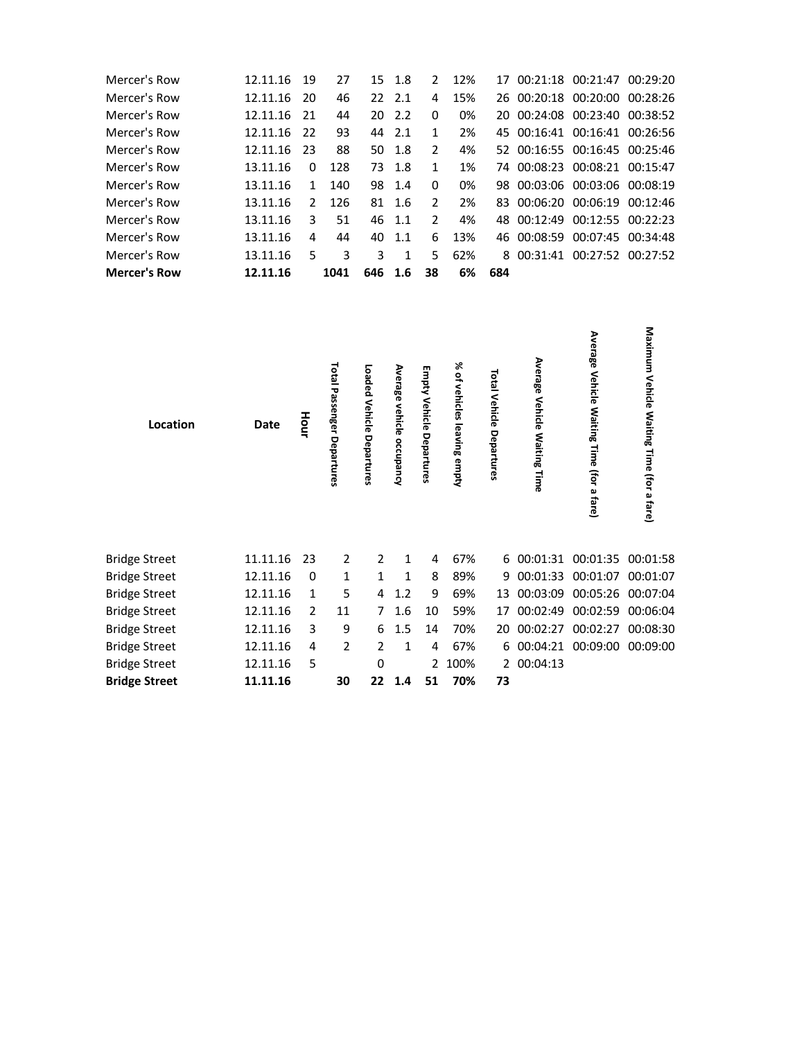| | | | | | | | | | | | |
|---|---|---|---|---|---|---|---|---|---|---|---|
| Mercer's Row | 12.11.16 | 19 | 27 | 15 | 1.8 | 2 | 12% | 17 | 00:21:18 | 00:21:47 | 00:29:20 |
| Mercer's Row | 12.11.16 | 20 | 46 | 22 | 2.1 | 4 | 15% | 26 | 00:20:18 | 00:20:00 | 00:28:26 |
| Mercer's Row | 12.11.16 | 21 | 44 | 20 | 2.2 | 0 | 0% | 20 | 00:24:08 | 00:23:40 | 00:38:52 |
| Mercer's Row | 12.11.16 | 22 | 93 | 44 | 2.1 | 1 | 2% | 45 | 00:16:41 | 00:16:41 | 00:26:56 |
| Mercer's Row | 12.11.16 | 23 | 88 | 50 | 1.8 | 2 | 4% | 52 | 00:16:55 | 00:16:45 | 00:25:46 |
| Mercer's Row | 13.11.16 | 0 | 128 | 73 | 1.8 | 1 | 1% | 74 | 00:08:23 | 00:08:21 | 00:15:47 |
| Mercer's Row | 13.11.16 | 1 | 140 | 98 | 1.4 | 0 | 0% | 98 | 00:03:06 | 00:03:06 | 00:08:19 |
| Mercer's Row | 13.11.16 | 2 | 126 | 81 | 1.6 | 2 | 2% | 83 | 00:06:20 | 00:06:19 | 00:12:46 |
| Mercer's Row | 13.11.16 | 3 | 51 | 46 | 1.1 | 2 | 4% | 48 | 00:12:49 | 00:12:55 | 00:22:23 |
| Mercer's Row | 13.11.16 | 4 | 44 | 40 | 1.1 | 6 | 13% | 46 | 00:08:59 | 00:07:45 | 00:34:48 |
| Mercer's Row | 13.11.16 | 5 | 3 | 3 | 1 | 5 | 62% | 8 | 00:31:41 | 00:27:52 | 00:27:52 |
| **Mercer's Row** | **12.11.16** | | **1041** | **646** | **1.6** | **38** | **6%** | **684** | | | |

| Location | Date | Hour | Total Passenger Departures | Loaded Vehicle Departures | Average vehicle occupancy | Empty Vehicle Departures | % of vehicles leaving empty | Total Vehicle Departures | Average Vehicle Waiting Time | Average Vehicle Waiting Time (for a fare) | Maximum Vehicle Waiting Time (for a fare) |
|---|---|---|---|---|---|---|---|---|---|---|---|
| Bridge Street | 11.11.16 | 23 | 2 | 2 | 1 | 4 | 67% | 6 | 00:01:31 | 00:01:35 | 00:01:58 |
| Bridge Street | 12.11.16 | 0 | 1 | 1 | 1 | 8 | 89% | 9 | 00:01:33 | 00:01:07 | 00:01:07 |
| Bridge Street | 12.11.16 | 1 | 5 | 4 | 1.2 | 9 | 69% | 13 | 00:03:09 | 00:05:26 | 00:07:04 |
| Bridge Street | 12.11.16 | 2 | 11 | 7 | 1.6 | 10 | 59% | 17 | 00:02:49 | 00:02:59 | 00:06:04 |
| Bridge Street | 12.11.16 | 3 | 9 | 6 | 1.5 | 14 | 70% | 20 | 00:02:27 | 00:02:27 | 00:08:30 |
| Bridge Street | 12.11.16 | 4 | 2 | 2 | 1 | 4 | 67% | 6 | 00:04:21 | 00:09:00 | 00:09:00 |
| Bridge Street | 12.11.16 | 5 | | 0 | | 2 | 100% | 2 | 00:04:13 | | |
| **Bridge Street** | **11.11.16** | | **30** | **22** | **1.4** | **51** | **70%** | **73** | | | |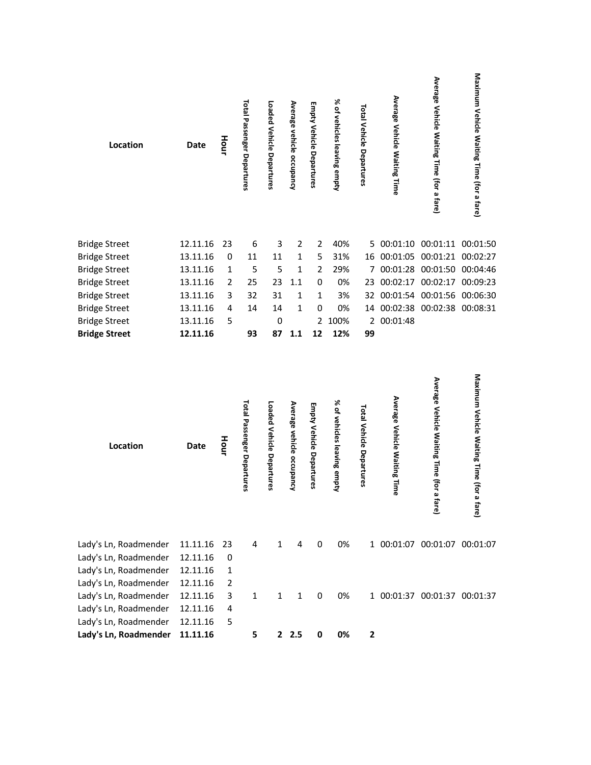| Location | Date | Hour | Total Passenger Departures | Loaded Vehicle Departures | Average vehicle occupancy | Empty Vehicle Departures | % of vehicles leaving empty | Total Vehicle Departures | Average Vehicle Waiting Time | Average Vehicle Waiting Time (for a fare) | Maximum Vehicle Waiting Time (for a fare) |
|---|---|---|---|---|---|---|---|---|---|---|---|
| Bridge Street | 12.11.16 | 23 | 6 | 3 | 2 | 2 | 40% | 5 | 00:01:10 | 00:01:11 | 00:01:50 |
| Bridge Street | 13.11.16 | 0 | 11 | 11 | 1 | 5 | 31% | 16 | 00:01:05 | 00:01:21 | 00:02:27 |
| Bridge Street | 13.11.16 | 1 | 5 | 5 | 1 | 2 | 29% | 7 | 00:01:28 | 00:01:50 | 00:04:46 |
| Bridge Street | 13.11.16 | 2 | 25 | 23 | 1.1 | 0 | 0% | 23 | 00:02:17 | 00:02:17 | 00:09:23 |
| Bridge Street | 13.11.16 | 3 | 32 | 31 | 1 | 1 | 3% | 32 | 00:01:54 | 00:01:56 | 00:06:30 |
| Bridge Street | 13.11.16 | 4 | 14 | 14 | 1 | 0 | 0% | 14 | 00:02:38 | 00:02:38 | 00:08:31 |
| Bridge Street | 13.11.16 | 5 | | 0 | | 2 | 100% | 2 | 00:01:48 | | |
| **Bridge Street** | **12.11.16** | | **93** | **87** | **1.1** | **12** | **12%** | **99** | | | |

| Location | Date | Hour | Total Passenger Departures | Loaded Vehicle Departures | Average vehicle occupancy | Empty Vehicle Departures | % of vehicles leaving empty | Total Vehicle Departures | Average Vehicle Waiting Time | Average Vehicle Waiting Time (for a fare) | Maximum Vehicle Waiting Time (for a fare) |
|---|---|---|---|---|---|---|---|---|---|---|---|
| Lady's Ln, Roadmender | 11.11.16 | 23 | 4 | 1 | 4 | 0 | 0% | 1 | 00:01:07 | 00:01:07 | 00:01:07 |
| Lady's Ln, Roadmender | 12.11.16 | 0 | | | | | | | | | |
| Lady's Ln, Roadmender | 12.11.16 | 1 | | | | | | | | | |
| Lady's Ln, Roadmender | 12.11.16 | 2 | | | | | | | | | |
| Lady's Ln, Roadmender | 12.11.16 | 3 | 1 | 1 | 1 | 0 | 0% | 1 | 00:01:37 | 00:01:37 | 00:01:37 |
| Lady's Ln, Roadmender | 12.11.16 | 4 | | | | | | | | | |
| Lady's Ln, Roadmender | 12.11.16 | 5 | | | | | | | | | |
| **Lady's Ln, Roadmender** | **11.11.16** | | **5** | **2** | **2.5** | **0** | **0%** | **2** | | | |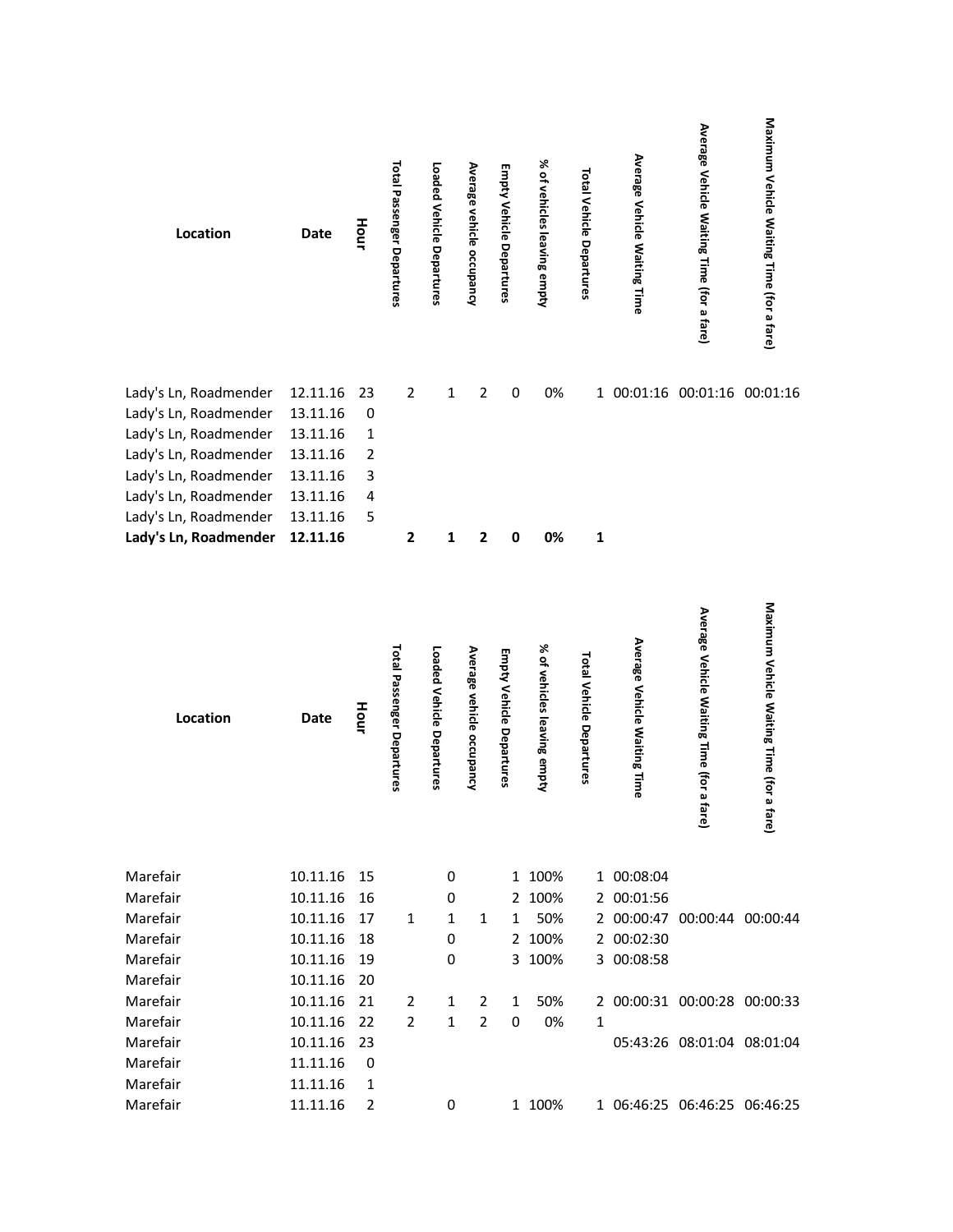| Location | Date | Hour | Total Passenger Departures | Loaded Vehicle Departures | Average vehicle occupancy | Empty Vehicle Departures | % of vehicles leaving empty | Total Vehicle Departures | Average Vehicle Waiting Time | Average Vehicle Waiting Time (for a fare) | Maximum Vehicle Waiting Time (for a fare) |
|---|---|---|---|---|---|---|---|---|---|---|---|
| Lady's Ln, Roadmender | 12.11.16 | 23 | 2 | 1 | 2 | 0 | 0% | 1 | 00:01:16 | 00:01:16 | 00:01:16 |
| Lady's Ln, Roadmender | 13.11.16 | 0 | | | | | | | | | |
| Lady's Ln, Roadmender | 13.11.16 | 1 | | | | | | | | | |
| Lady's Ln, Roadmender | 13.11.16 | 2 | | | | | | | | | |
| Lady's Ln, Roadmender | 13.11.16 | 3 | | | | | | | | | |
| Lady's Ln, Roadmender | 13.11.16 | 4 | | | | | | | | | |
| Lady's Ln, Roadmender | 13.11.16 | 5 | | | | | | | | | |
| **Lady's Ln, Roadmender** | **12.11.16** | | **2** | **1** | **2** | **0** | **0%** | **1** | | | |

| Location | Date | Hour | Total Passenger Departures | Loaded Vehicle Departures | Average vehicle occupancy | Empty Vehicle Departures | % of vehicles leaving empty | Total Vehicle Departures | Average Vehicle Waiting Time | Average Vehicle Waiting Time (for a fare) | Maximum Vehicle Waiting Time (for a fare) |
|---|---|---|---|---|---|---|---|---|---|---|---|
| Marefair | 10.11.16 | 15 | | 0 | | 1 | 100% | 1 | 00:08:04 | | |
| Marefair | 10.11.16 | 16 | | 0 | | 2 | 100% | 2 | 00:01:56 | | |
| Marefair | 10.11.16 | 17 | 1 | 1 | 1 | 1 | 50% | 2 | 00:00:47 | 00:00:44 | 00:00:44 |
| Marefair | 10.11.16 | 18 | | 0 | | 2 | 100% | 2 | 00:02:30 | | |
| Marefair | 10.11.16 | 19 | | 0 | | 3 | 100% | 3 | 00:08:58 | | |
| Marefair | 10.11.16 | 20 | | | | | | | | | |
| Marefair | 10.11.16 | 21 | 2 | 1 | 2 | 1 | 50% | 2 | 00:00:31 | 00:00:28 | 00:00:33 |
| Marefair | 10.11.16 | 22 | 2 | 1 | 2 | 0 | 0% | 1 | | | |
| Marefair | 10.11.16 | 23 | | | | | | | 05:43:26 | 08:01:04 | 08:01:04 |
| Marefair | 11.11.16 | 0 | | | | | | | | | |
| Marefair | 11.11.16 | 1 | | | | | | | | | |
| Marefair | 11.11.16 | 2 | | 0 | | 1 | 100% | 1 | 06:46:25 | 06:46:25 | 06:46:25 |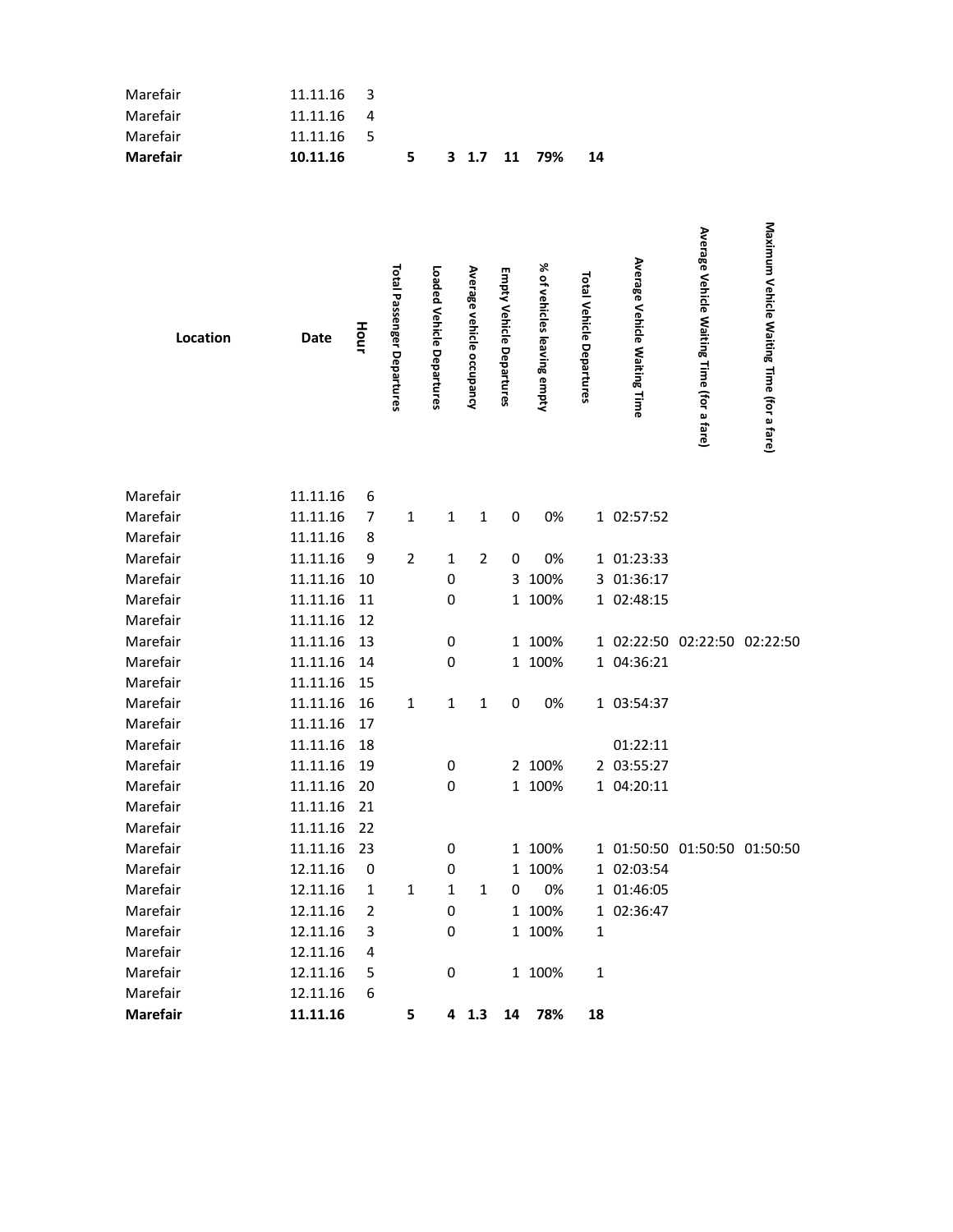| Location | Date | Hour | Total Passenger Departures | Loaded Vehicle Departures | Average vehicle occupancy | Empty Vehicle Departures | % of vehicles leaving empty | Total Vehicle Departures | Average Vehicle Waiting Time | Average Vehicle Waiting Time (for a fare) | Maximum Vehicle Waiting Time (for a fare) |
|---|---|---|---|---|---|---|---|---|---|---|---|
| Marefair | 11.11.16 | 3 | | | | | | | | | |
| Marefair | 11.11.16 | 4 | | | | | | | | | |
| Marefair | 11.11.16 | 5 | | | | | | | | | |
| **Marefair** | **10.11.16** | | **5** | **3** | **1.7** | **11** | **79%** | **14** | | | |
| Marefair | 11.11.16 | 6 | | | | | | | | | |
| Marefair | 11.11.16 | 7 | 1 | 1 | 1 | 0 | 0% | 1 | 02:57:52 | | |
| Marefair | 11.11.16 | 8 | | | | | | | | | |
| Marefair | 11.11.16 | 9 | 2 | 1 | 2 | 0 | 0% | 1 | 01:23:33 | | |
| Marefair | 11.11.16 | 10 | | 0 | | 3 | 100% | 3 | 01:36:17 | | |
| Marefair | 11.11.16 | 11 | | 0 | | 1 | 100% | 1 | 02:48:15 | | |
| Marefair | 11.11.16 | 12 | | | | | | | | | |
| Marefair | 11.11.16 | 13 | | 0 | | 1 | 100% | 1 | 02:22:50 | 02:22:50 | 02:22:50 |
| Marefair | 11.11.16 | 14 | | 0 | | 1 | 100% | 1 | 04:36:21 | | |
| Marefair | 11.11.16 | 15 | | | | | | | | | |
| Marefair | 11.11.16 | 16 | 1 | 1 | 1 | 0 | 0% | 1 | 03:54:37 | | |
| Marefair | 11.11.16 | 17 | | | | | | | | | |
| Marefair | 11.11.16 | 18 | | | | | | | 01:22:11 | | |
| Marefair | 11.11.16 | 19 | | 0 | | 2 | 100% | 2 | 03:55:27 | | |
| Marefair | 11.11.16 | 20 | | 0 | | 1 | 100% | 1 | 04:20:11 | | |
| Marefair | 11.11.16 | 21 | | | | | | | | | |
| Marefair | 11.11.16 | 22 | | | | | | | | | |
| Marefair | 11.11.16 | 23 | | 0 | | 1 | 100% | 1 | 01:50:50 | 01:50:50 | 01:50:50 |
| Marefair | 12.11.16 | 0 | | 0 | | 1 | 100% | 1 | 02:03:54 | | |
| Marefair | 12.11.16 | 1 | 1 | 1 | 1 | 0 | 0% | 1 | 01:46:05 | | |
| Marefair | 12.11.16 | 2 | | 0 | | 1 | 100% | 1 | 02:36:47 | | |
| Marefair | 12.11.16 | 3 | | 0 | | 1 | 100% | 1 | | | |
| Marefair | 12.11.16 | 4 | | | | | | | | | |
| Marefair | 12.11.16 | 5 | | 0 | | 1 | 100% | 1 | | | |
| Marefair | 12.11.16 | 6 | | | | | | | | | |
| **Marefair** | **11.11.16** | | **5** | **4** | **1.3** | **14** | **78%** | **18** | | | |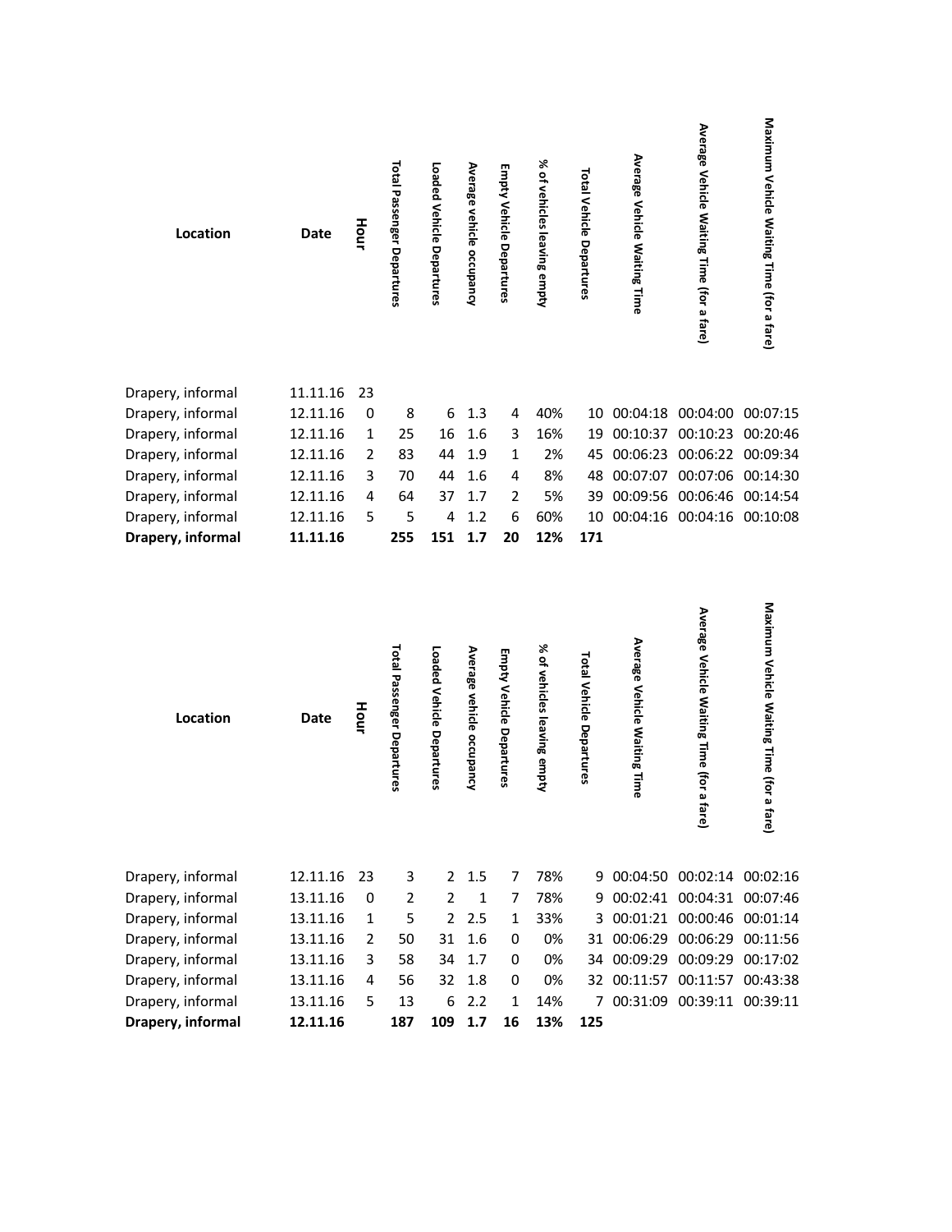| Location | Date | Hour | Total Passenger Departures | Loaded Vehicle Departures | Average vehicle occupancy | Empty Vehicle Departures | % of vehicles leaving empty | Total Vehicle Departures | Average Vehicle Waiting Time | Average Vehicle Waiting Time (for a fare) | Maximum Vehicle Waiting Time (for a fare) |
|---|---|---|---|---|---|---|---|---|---|---|---|
| Drapery, informal | 11.11.16 | 23 | | | | | | | | | |
| Drapery, informal | 12.11.16 | 0 | 8 | 6 | 1.3 | 4 | 40% | 10 | 00:04:18 | 00:04:00 | 00:07:15 |
| Drapery, informal | 12.11.16 | 1 | 25 | 16 | 1.6 | 3 | 16% | 19 | 00:10:37 | 00:10:23 | 00:20:46 |
| Drapery, informal | 12.11.16 | 2 | 83 | 44 | 1.9 | 1 | 2% | 45 | 00:06:23 | 00:06:22 | 00:09:34 |
| Drapery, informal | 12.11.16 | 3 | 70 | 44 | 1.6 | 4 | 8% | 48 | 00:07:07 | 00:07:06 | 00:14:30 |
| Drapery, informal | 12.11.16 | 4 | 64 | 37 | 1.7 | 2 | 5% | 39 | 00:09:56 | 00:06:46 | 00:14:54 |
| Drapery, informal | 12.11.16 | 5 | 5 | 4 | 1.2 | 6 | 60% | 10 | 00:04:16 | 00:04:16 | 00:10:08 |
| **Drapery, informal** | **11.11.16** | | **255** | **151** | **1.7** | **20** | **12%** | **171** | | | |

| Location | Date | Hour | Total Passenger Departures | Loaded Vehicle Departures | Average vehicle occupancy | Empty Vehicle Departures | % of vehicles leaving empty | Total Vehicle Departures | Average Vehicle Waiting Time | Average Vehicle Waiting Time (for a fare) | Maximum Vehicle Waiting Time (for a fare) |
|---|---|---|---|---|---|---|---|---|---|---|---|
| Drapery, informal | 12.11.16 | 23 | 3 | 2 | 1.5 | 7 | 78% | 9 | 00:04:50 | 00:02:14 | 00:02:16 |
| Drapery, informal | 13.11.16 | 0 | 2 | 2 | 1 | 7 | 78% | 9 | 00:02:41 | 00:04:31 | 00:07:46 |
| Drapery, informal | 13.11.16 | 1 | 5 | 2 | 2.5 | 1 | 33% | 3 | 00:01:21 | 00:00:46 | 00:01:14 |
| Drapery, informal | 13.11.16 | 2 | 50 | 31 | 1.6 | 0 | 0% | 31 | 00:06:29 | 00:06:29 | 00:11:56 |
| Drapery, informal | 13.11.16 | 3 | 58 | 34 | 1.7 | 0 | 0% | 34 | 00:09:29 | 00:09:29 | 00:17:02 |
| Drapery, informal | 13.11.16 | 4 | 56 | 32 | 1.8 | 0 | 0% | 32 | 00:11:57 | 00:11:57 | 00:43:38 |
| Drapery, informal | 13.11.16 | 5 | 13 | 6 | 2.2 | 1 | 14% | 7 | 00:31:09 | 00:39:11 | 00:39:11 |
| **Drapery, informal** | **12.11.16** | | **187** | **109** | **1.7** | **16** | **13%** | **125** | | | |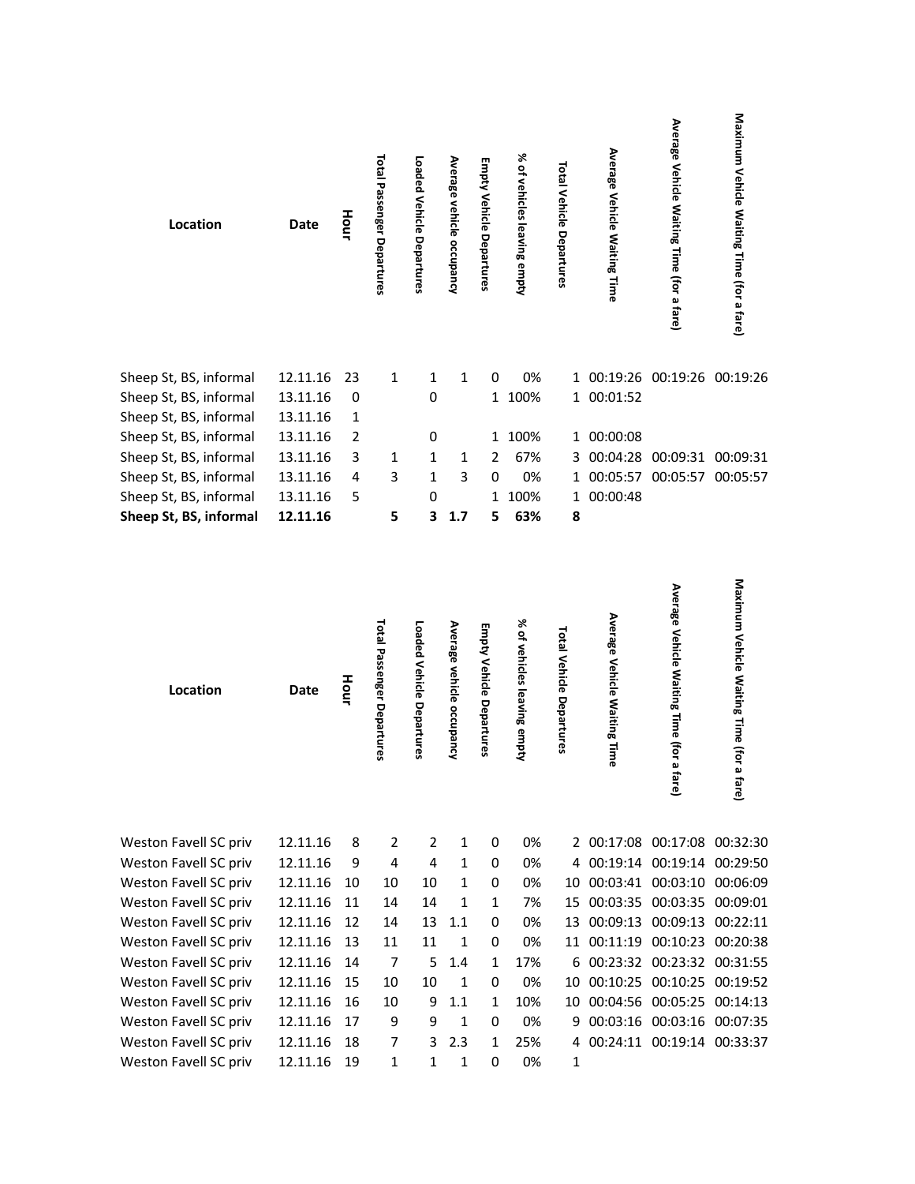| Location | Date | Hour | Total Passenger Departures | Loaded Vehicle Departures | Average vehicle occupancy | Empty Vehicle Departures | % of vehicles leaving empty | Total Vehicle Departures | Average Vehicle Waiting Time | Average Vehicle Waiting Time (for a fare) | Maximum Vehicle Waiting Time (for a fare) |
|---|---|---|---|---|---|---|---|---|---|---|---|
| Sheep St, BS, informal | 12.11.16 | 23 | 1 | 1 | 1 | 0 | 0% | 1 | 00:19:26 | 00:19:26 | 00:19:26 |
| Sheep St, BS, informal | 13.11.16 | 0 | | 0 | | 1 | 100% | 1 | 00:01:52 | | |
| Sheep St, BS, informal | 13.11.16 | 1 | | | | | | | | | |
| Sheep St, BS, informal | 13.11.16 | 2 | | 0 | | 1 | 100% | 1 | 00:00:08 | | |
| Sheep St, BS, informal | 13.11.16 | 3 | 1 | 1 | 1 | 2 | 67% | 3 | 00:04:28 | 00:09:31 | 00:09:31 |
| Sheep St, BS, informal | 13.11.16 | 4 | 3 | 1 | 3 | 0 | 0% | 1 | 00:05:57 | 00:05:57 | 00:05:57 |
| Sheep St, BS, informal | 13.11.16 | 5 | | 0 | | 1 | 100% | 1 | 00:00:48 | | |
| **Sheep St, BS, informal** | **12.11.16** | | **5** | **3** | **1.7** | **5** | **63%** | **8** | | | |

| Location | Date | Hour | Total Passenger Departures | Loaded Vehicle Departures | Average vehicle occupancy | Empty Vehicle Departures | % of vehicles leaving empty | Total Vehicle Departures | Average Vehicle Waiting Time | Average Vehicle Waiting Time (for a fare) | Maximum Vehicle Waiting Time (for a fare) |
|---|---|---|---|---|---|---|---|---|---|---|---|
| Weston Favell SC priv | 12.11.16 | 8 | 2 | 2 | 1 | 0 | 0% | 2 | 00:17:08 | 00:17:08 | 00:32:30 |
| Weston Favell SC priv | 12.11.16 | 9 | 4 | 4 | 1 | 0 | 0% | 4 | 00:19:14 | 00:19:14 | 00:29:50 |
| Weston Favell SC priv | 12.11.16 | 10 | 10 | 10 | 1 | 0 | 0% | 10 | 00:03:41 | 00:03:10 | 00:06:09 |
| Weston Favell SC priv | 12.11.16 | 11 | 14 | 14 | 1 | 1 | 7% | 15 | 00:03:35 | 00:03:35 | 00:09:01 |
| Weston Favell SC priv | 12.11.16 | 12 | 14 | 13 | 1.1 | 0 | 0% | 13 | 00:09:13 | 00:09:13 | 00:22:11 |
| Weston Favell SC priv | 12.11.16 | 13 | 11 | 11 | 1 | 0 | 0% | 11 | 00:11:19 | 00:10:23 | 00:20:38 |
| Weston Favell SC priv | 12.11.16 | 14 | 7 | 5 | 1.4 | 1 | 17% | 6 | 00:23:32 | 00:23:32 | 00:31:55 |
| Weston Favell SC priv | 12.11.16 | 15 | 10 | 10 | 1 | 0 | 0% | 10 | 00:10:25 | 00:10:25 | 00:19:52 |
| Weston Favell SC priv | 12.11.16 | 16 | 10 | 9 | 1.1 | 1 | 10% | 10 | 00:04:56 | 00:05:25 | 00:14:13 |
| Weston Favell SC priv | 12.11.16 | 17 | 9 | 9 | 1 | 0 | 0% | 9 | 00:03:16 | 00:03:16 | 00:07:35 |
| Weston Favell SC priv | 12.11.16 | 18 | 7 | 3 | 2.3 | 1 | 25% | 4 | 00:24:11 | 00:19:14 | 00:33:37 |
| Weston Favell SC priv | 12.11.16 | 19 | 1 | 1 | 1 | 0 | 0% | 1 | | | |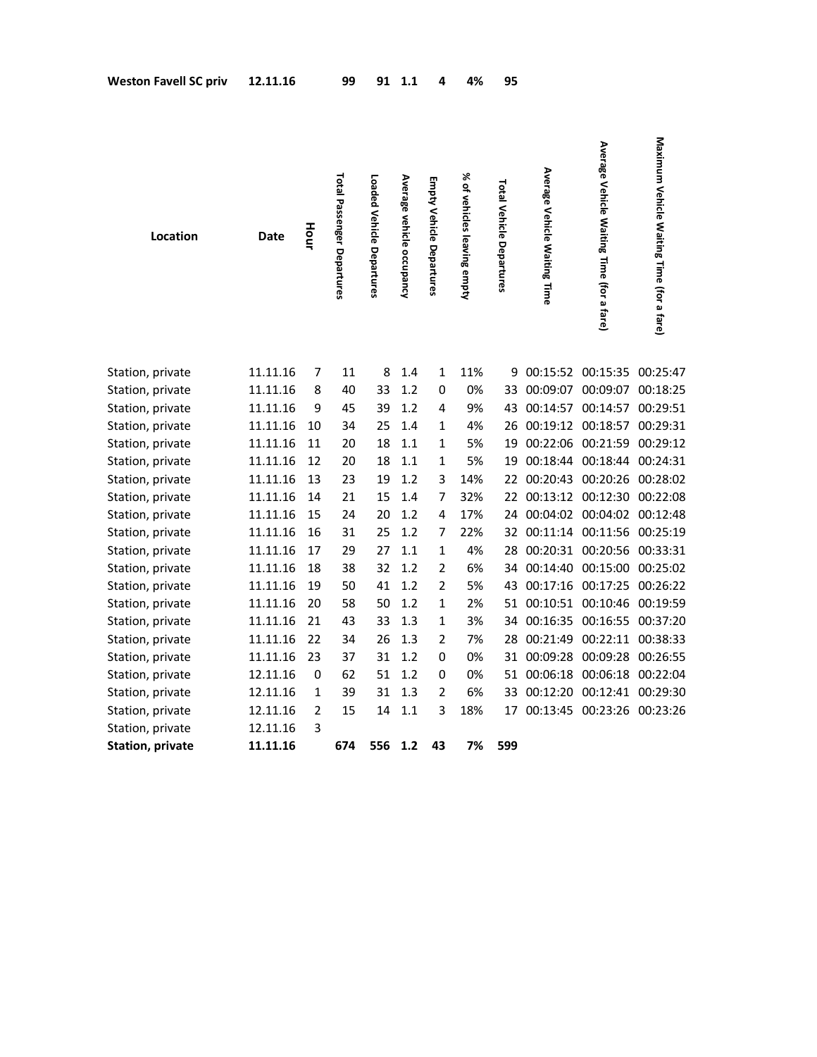| **Weston Favell SC priv** | **12.11.16** | | **99** | **91** | **1.1** | **4** | **4%** | **95** | | | |
|---|---|---|---|---|---|---|---|---|---|---|---|

| **Location** | **Date** | **Hour** | **Total Passenger Departures** | **Loaded Vehicle Departures** | **Average vehicle occupancy** | **Empty Vehicle Departures** | **% of vehicles leaving empty** | **Total Vehicle Departures** | **Average Vehicle Waiting Time** | **Average Vehicle Waiting Time (for a fare)** | **Maximum Vehicle Waiting Time (for a fare)** |
|---|---|---|---|---|---|---|---|---|---|---|---|
| Station, private | 11.11.16 | 7 | 11 | 8 | 1.4 | 1 | 11% | 9 | 00:15:52 | 00:15:35 | 00:25:47 |
| Station, private | 11.11.16 | 8 | 40 | 33 | 1.2 | 0 | 0% | 33 | 00:09:07 | 00:09:07 | 00:18:25 |
| Station, private | 11.11.16 | 9 | 45 | 39 | 1.2 | 4 | 9% | 43 | 00:14:57 | 00:14:57 | 00:29:51 |
| Station, private | 11.11.16 | 10 | 34 | 25 | 1.4 | 1 | 4% | 26 | 00:19:12 | 00:18:57 | 00:29:31 |
| Station, private | 11.11.16 | 11 | 20 | 18 | 1.1 | 1 | 5% | 19 | 00:22:06 | 00:21:59 | 00:29:12 |
| Station, private | 11.11.16 | 12 | 20 | 18 | 1.1 | 1 | 5% | 19 | 00:18:44 | 00:18:44 | 00:24:31 |
| Station, private | 11.11.16 | 13 | 23 | 19 | 1.2 | 3 | 14% | 22 | 00:20:43 | 00:20:26 | 00:28:02 |
| Station, private | 11.11.16 | 14 | 21 | 15 | 1.4 | 7 | 32% | 22 | 00:13:12 | 00:12:30 | 00:22:08 |
| Station, private | 11.11.16 | 15 | 24 | 20 | 1.2 | 4 | 17% | 24 | 00:04:02 | 00:04:02 | 00:12:48 |
| Station, private | 11.11.16 | 16 | 31 | 25 | 1.2 | 7 | 22% | 32 | 00:11:14 | 00:11:56 | 00:25:19 |
| Station, private | 11.11.16 | 17 | 29 | 27 | 1.1 | 1 | 4% | 28 | 00:20:31 | 00:20:56 | 00:33:31 |
| Station, private | 11.11.16 | 18 | 38 | 32 | 1.2 | 2 | 6% | 34 | 00:14:40 | 00:15:00 | 00:25:02 |
| Station, private | 11.11.16 | 19 | 50 | 41 | 1.2 | 2 | 5% | 43 | 00:17:16 | 00:17:25 | 00:26:22 |
| Station, private | 11.11.16 | 20 | 58 | 50 | 1.2 | 1 | 2% | 51 | 00:10:51 | 00:10:46 | 00:19:59 |
| Station, private | 11.11.16 | 21 | 43 | 33 | 1.3 | 1 | 3% | 34 | 00:16:35 | 00:16:55 | 00:37:20 |
| Station, private | 11.11.16 | 22 | 34 | 26 | 1.3 | 2 | 7% | 28 | 00:21:49 | 00:22:11 | 00:38:33 |
| Station, private | 11.11.16 | 23 | 37 | 31 | 1.2 | 0 | 0% | 31 | 00:09:28 | 00:09:28 | 00:26:55 |
| Station, private | 12.11.16 | 0 | 62 | 51 | 1.2 | 0 | 0% | 51 | 00:06:18 | 00:06:18 | 00:22:04 |
| Station, private | 12.11.16 | 1 | 39 | 31 | 1.3 | 2 | 6% | 33 | 00:12:20 | 00:12:41 | 00:29:30 |
| Station, private | 12.11.16 | 2 | 15 | 14 | 1.1 | 3 | 18% | 17 | 00:13:45 | 00:23:26 | 00:23:26 |
| Station, private | 12.11.16 | 3 | | | | | | | | | |
| **Station, private** | **11.11.16** | | **674** | **556** | **1.2** | **43** | **7%** | **599** | | | |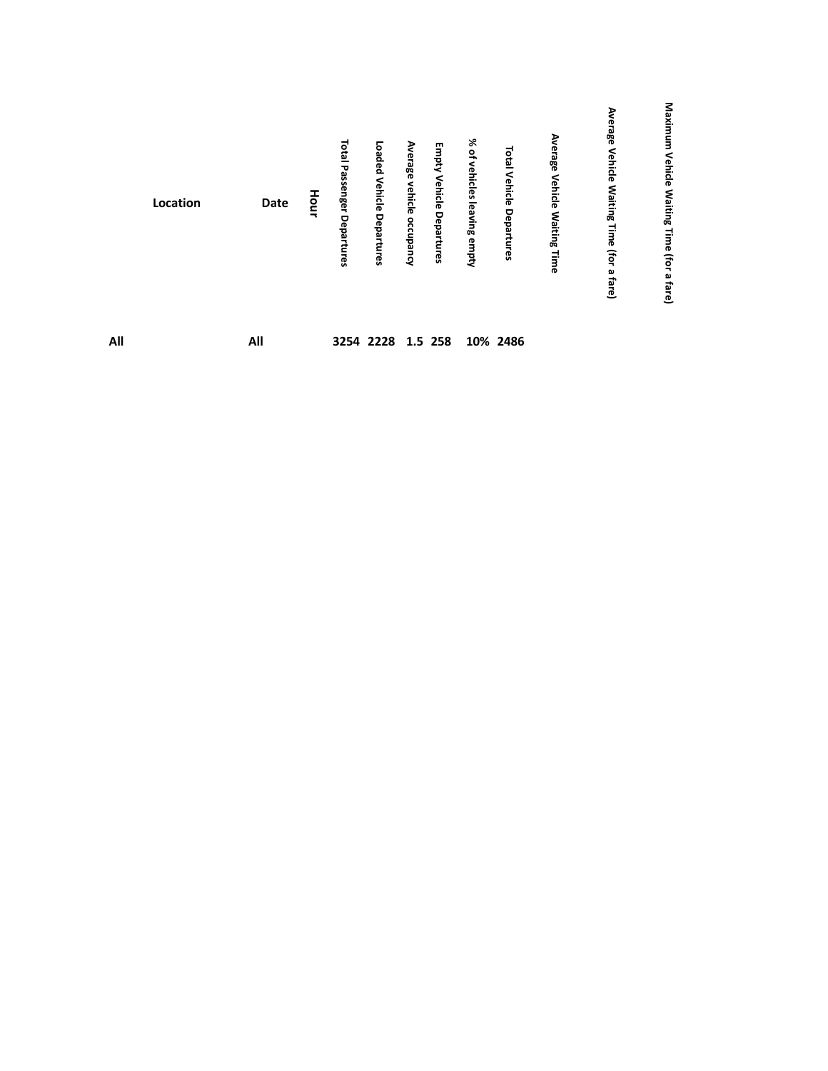| Location | Date | Hour | Total Passenger Departures | Loaded Vehicle Departures | Average vehicle occupancy | Empty Vehicle Departures | % of vehicles leaving empty | Total Vehicle Departures | Average Vehicle Waiting Time | Average Vehicle Waiting Time (for a fare) | Maximum Vehicle Waiting Time (for a fare) |
|---|---|---|---|---|---|---|---|---|---|---|---|
| All | All | | 3254 | 2228 | 1.5 | 258 | 10% | 2486 | | | |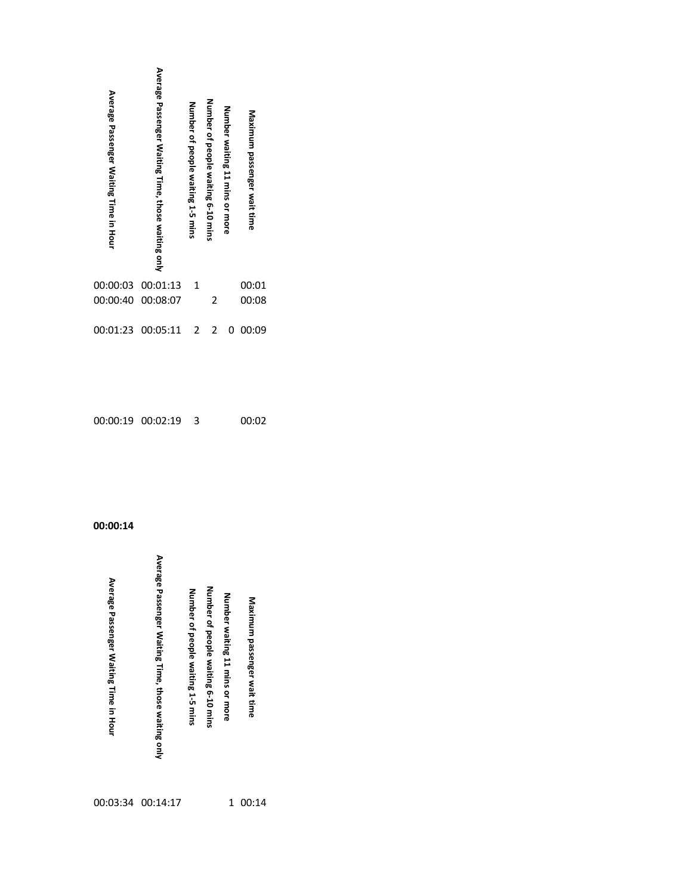| Average Passenger Waiting Time in Hour | Average Passenger Waiting Time, those waiting only | Number of people waiting 1-5 mins | Number of people waiting 6-10 mins | Number waiting 11 mins or more | Maximum passenger wait time |
|---|---|---|---|---|---|
| 00:00:03 | 00:01:13 | 1 | | | 00:01 |
| 00:00:40 | 00:08:07 | | 2 | | 00:08 |
| 00:01:23 | 00:05:11 | 2 | 2 | 0 | 00:09 |
| 00:00:19 | 00:02:19 | 3 | | | 00:02 |

**00:00:14**

| Average Passenger Waiting Time in Hour | Average Passenger Waiting Time, those waiting only | Number of people waiting 1-5 mins | Number of people waiting 6-10 mins | Number waiting 11 mins or more | Maximum passenger wait time |
|---|---|---|---|---|---|
| 00:03:34 | 00:14:17 | | | 1 | 00:14 |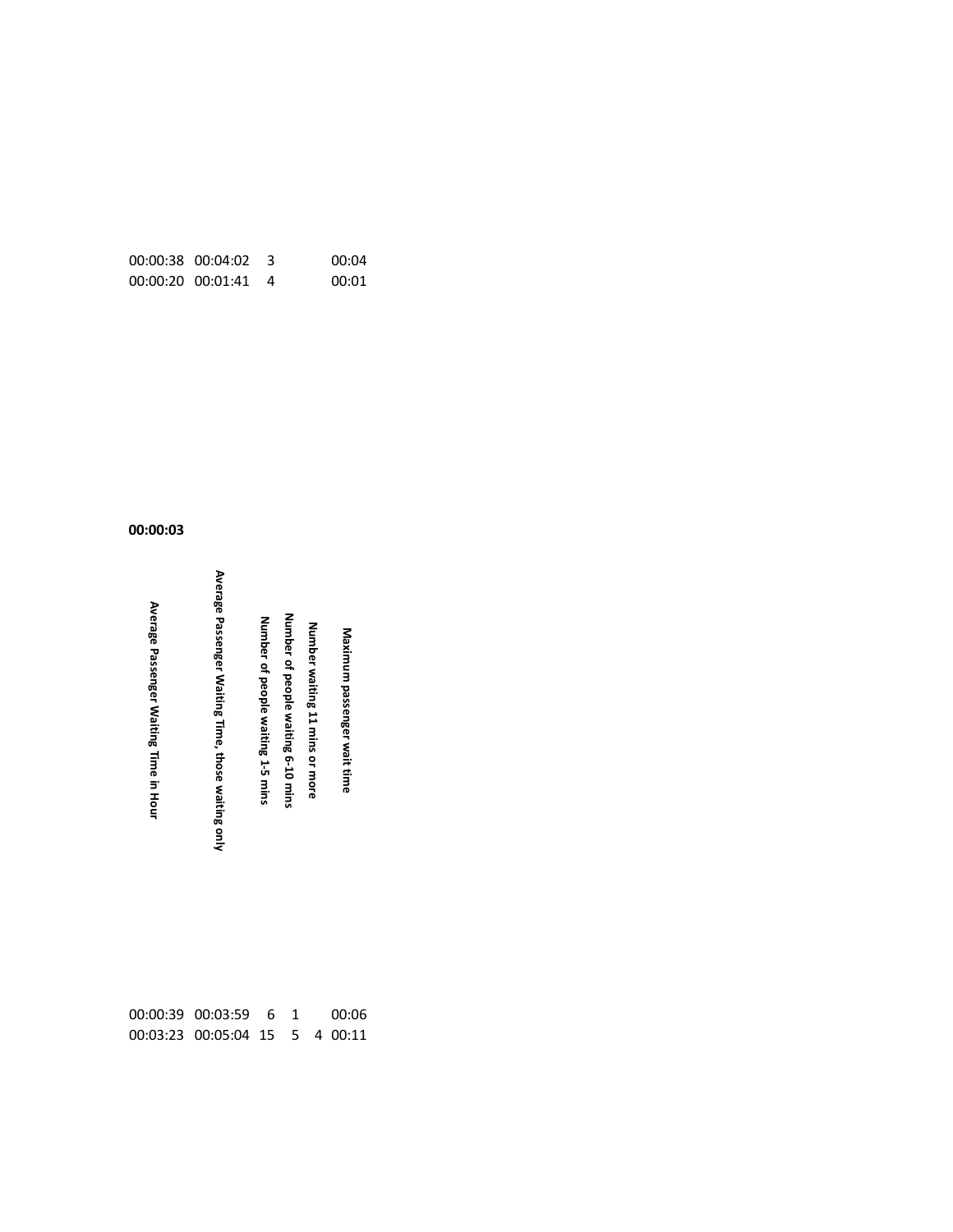| | | | | | |
|---|---|---|---|---|---|
| 00:00:38 | 00:04:02 | 3 | | | 00:04 |
| 00:00:20 | 00:01:41 | 4 | | | 00:01 |

**00:00:03**

| Average Passenger Waiting Time in Hour | Average Passenger Waiting Time, those waiting only | Number of people waiting 1-5 mins | Number of people waiting 6-10 mins | Number waiting 11 mins or more | Maximum passenger wait time |
|---|---|---|---|---|---|
| 00:00:39 | 00:03:59 | 6 | 1 | | 00:06 |
| 00:03:23 | 00:05:04 | 15 | 5 | 4 | 00:11 |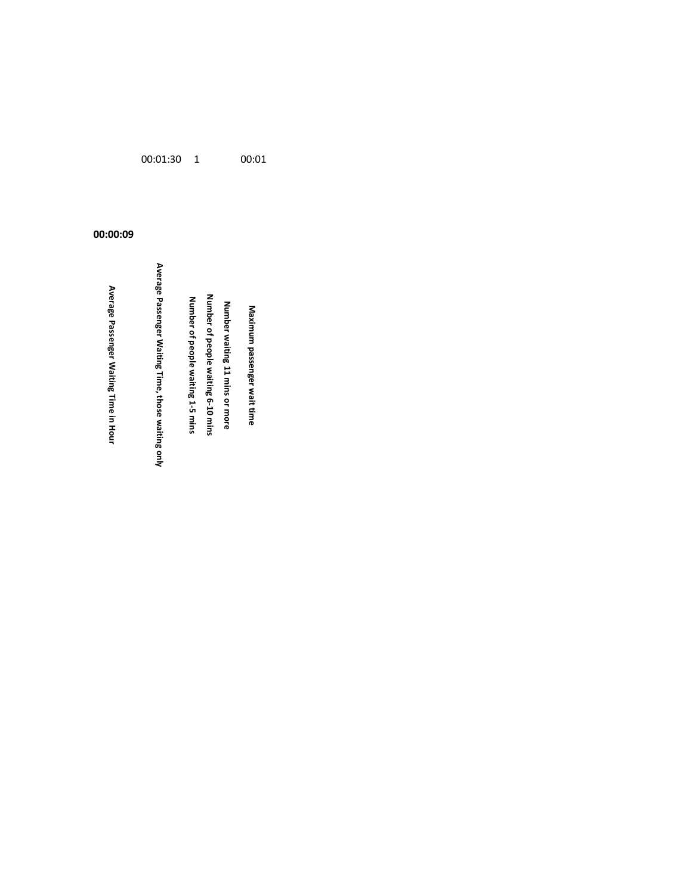| Average Passenger Waiting Time in Hour | Average Passenger Waiting Time, those waiting only | Number of people waiting 1-5 mins | Number of people waiting 6-10 mins | Number waiting 11 mins or more | Maximum passenger wait time |
| --- | --- | --- | --- | --- | --- |
| **00:00:09** | 00:01:30 | 1 | | | 00:01 |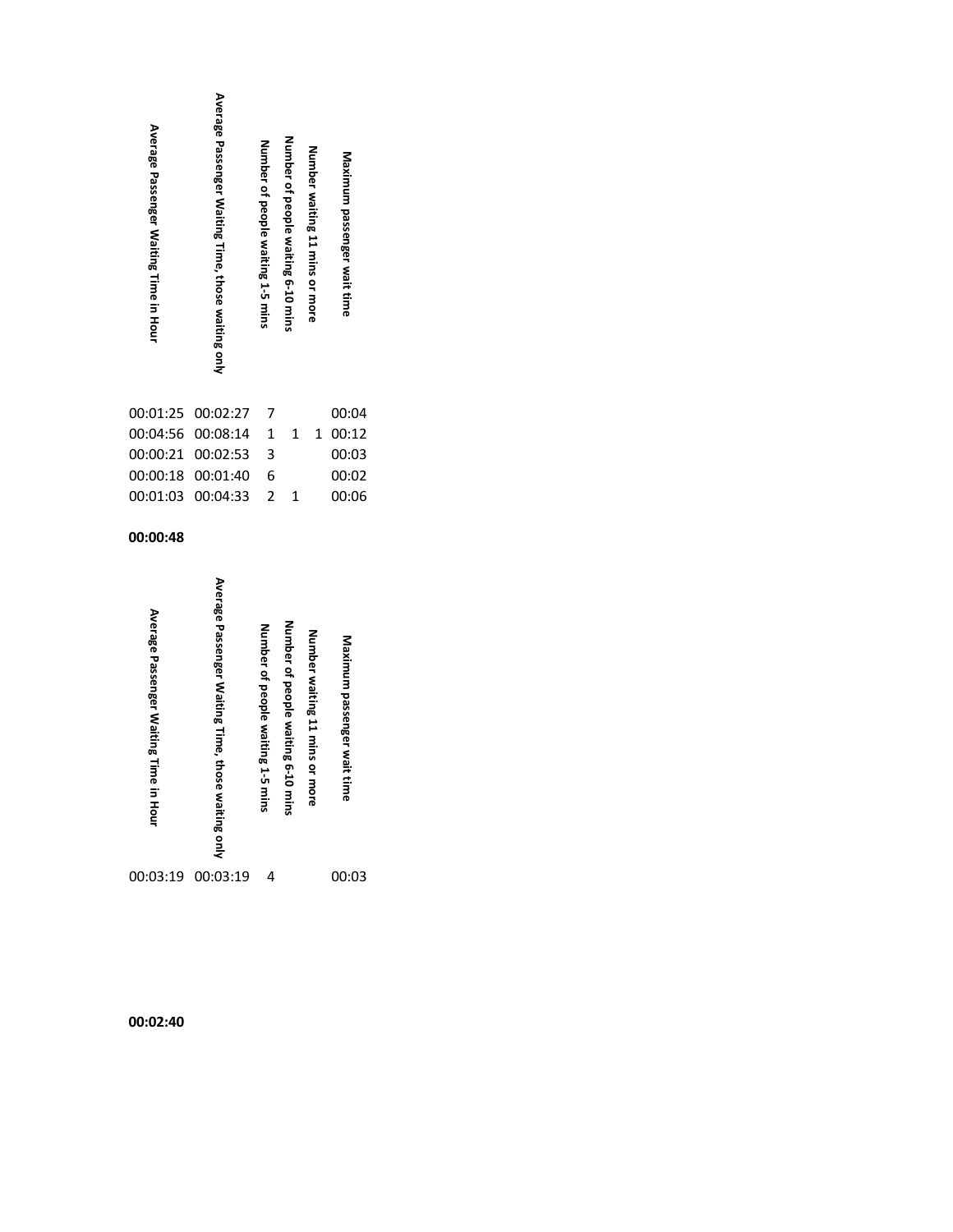| Average Passenger Waiting Time in Hour | Average Passenger Waiting Time, those waiting only | Number of people waiting 1-5 mins | Number of people waiting 6-10 mins | Number waiting 11 mins or more | Maximum passenger wait time |
|---|---|---|---|---|---|
| 00:01:25 | 00:02:27 | 7 | | | 00:04 |
| 00:04:56 | 00:08:14 | 1 | 1 | 1 | 00:12 |
| 00:00:21 | 00:02:53 | 3 | | | 00:03 |
| 00:00:18 | 00:01:40 | 6 | | | 00:02 |
| 00:01:03 | 00:04:33 | 2 | 1 | | 00:06 |

**00:00:48**

| Average Passenger Waiting Time in Hour | Average Passenger Waiting Time, those waiting only | Number of people waiting 1-5 mins | Number of people waiting 6-10 mins | Number waiting 11 mins or more | Maximum passenger wait time |
|---|---|---|---|---|---|
| 00:03:19 | 00:03:19 | 4 | | | 00:03 |

**00:02:40**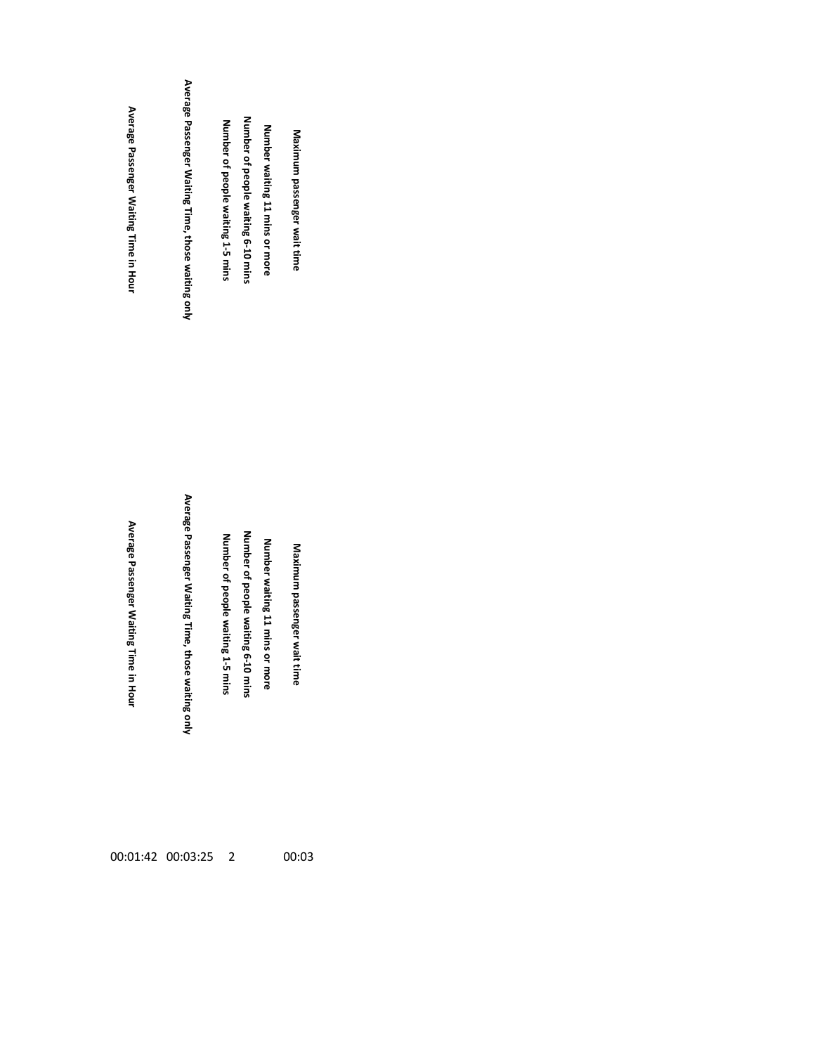| Average Passenger Waiting Time in Hour | Average Passenger Waiting Time, those waiting only | Number of people waiting 1-5 mins | Number of people waiting 6-10 mins | Number waiting 11 mins or more | Maximum passenger wait time |
|---|---|---|---|---|---|

| Average Passenger Waiting Time in Hour | Average Passenger Waiting Time, those waiting only | Number of people waiting 1-5 mins | Number of people waiting 6-10 mins | Number waiting 11 mins or more | Maximum passenger wait time |
|---|---|---|---|---|---|
| 00:01:42 | 00:03:25 | 2 | | | 00:03 |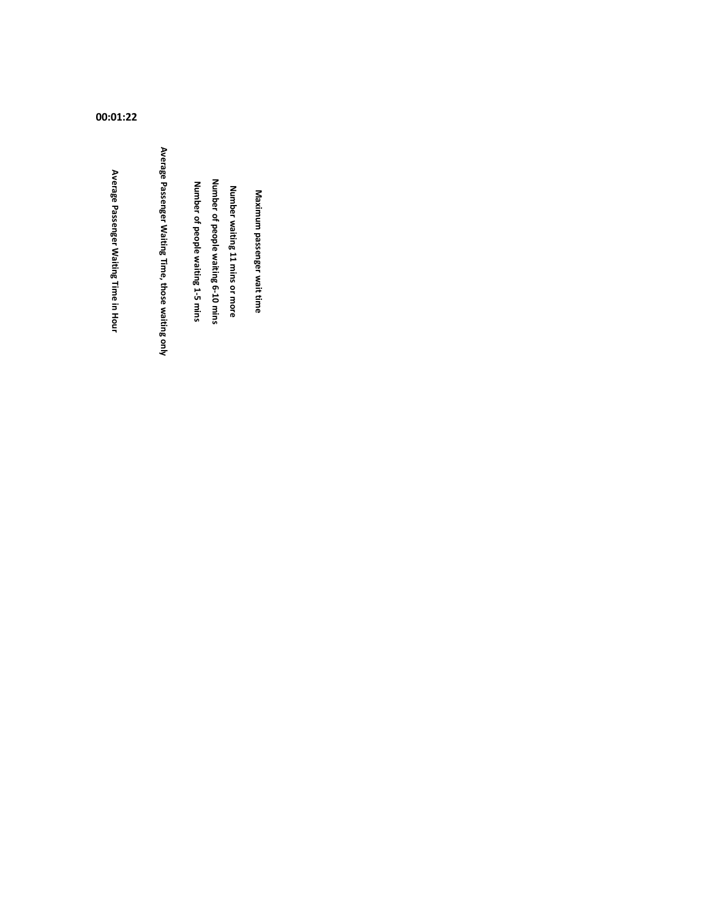**00:01:22**

**Maximum passenger wait time**

**Number waiting 11 mins or more**

**Number of people waiting 6-10 mins**

**Number of people waiting 1-5 mins**

**Average Passenger Waiting Time, those waiting only**

**Average Passenger Waiting Time in Hour**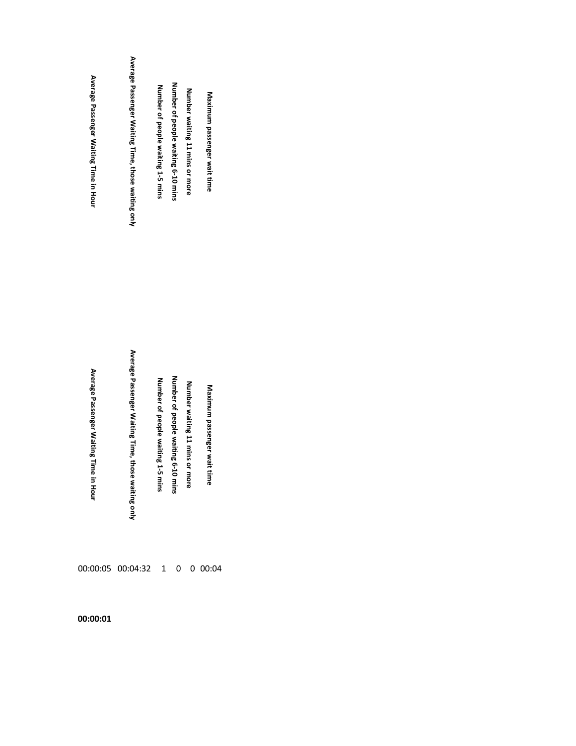| Average Passenger Waiting Time in Hour | Average Passenger Waiting Time, those waiting only | Number of people waiting 1-5 mins | Number of people waiting 6-10 mins | Number waiting 11 mins or more | Maximum passenger wait time |
|---|---|---|---|---|---|

| Average Passenger Waiting Time in Hour | Average Passenger Waiting Time, those waiting only | Number of people waiting 1-5 mins | Number of people waiting 6-10 mins | Number waiting 11 mins or more | Maximum passenger wait time |
|---|---|---|---|---|---|
| 00:00:05 | 00:04:32 | 1 | 0 | 0 | 00:04 |

**00:00:01**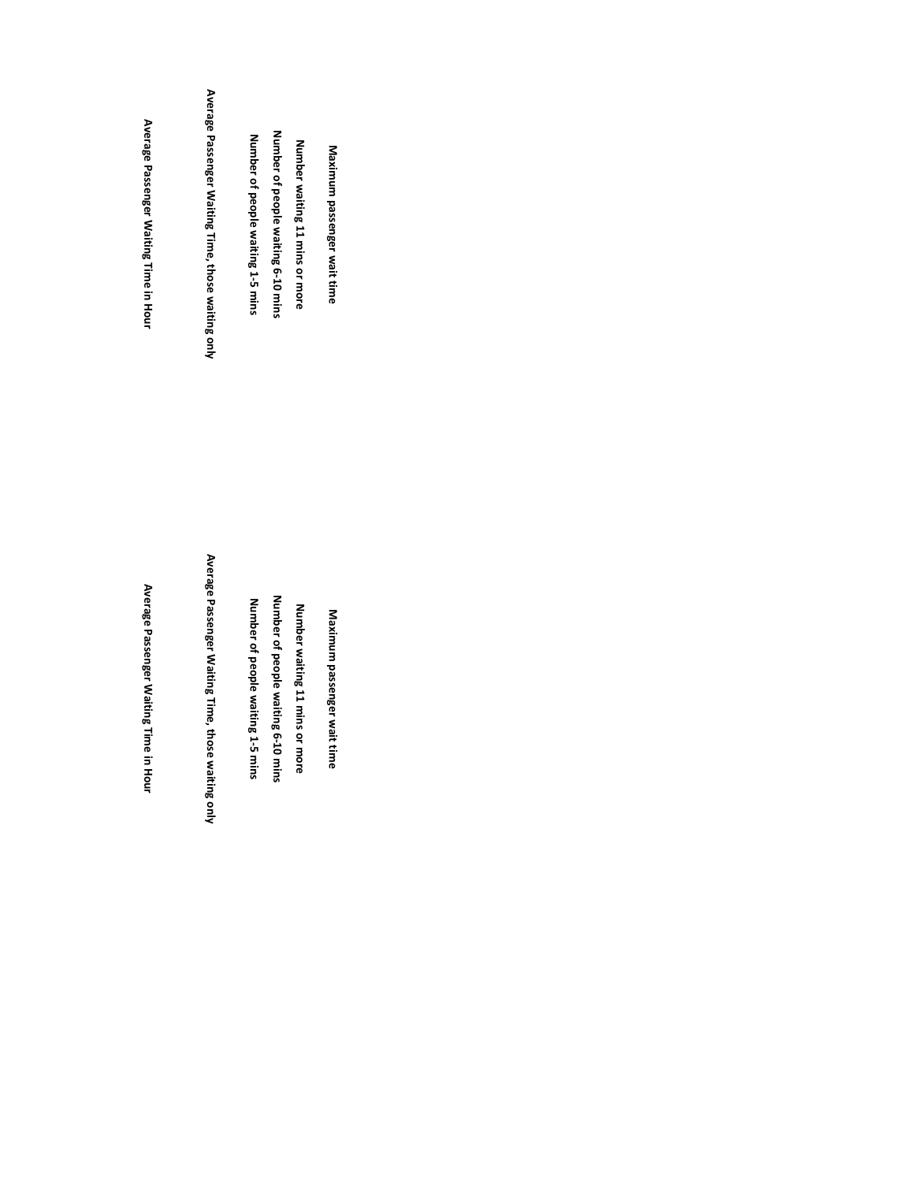Maximum passenger wait time

Number waiting 11 mins or more

Number of people waiting 6-10 mins

Number of people waiting 1-5 mins

Average Passenger Waiting Time, those waiting only

Average Passenger Waiting Time in Hour

Maximum passenger wait time

Number waiting 11 mins or more

Number of people waiting 6-10 mins

Number of people waiting 1-5 mins

Average Passenger Waiting Time, those waiting only

Average Passenger Waiting Time in Hour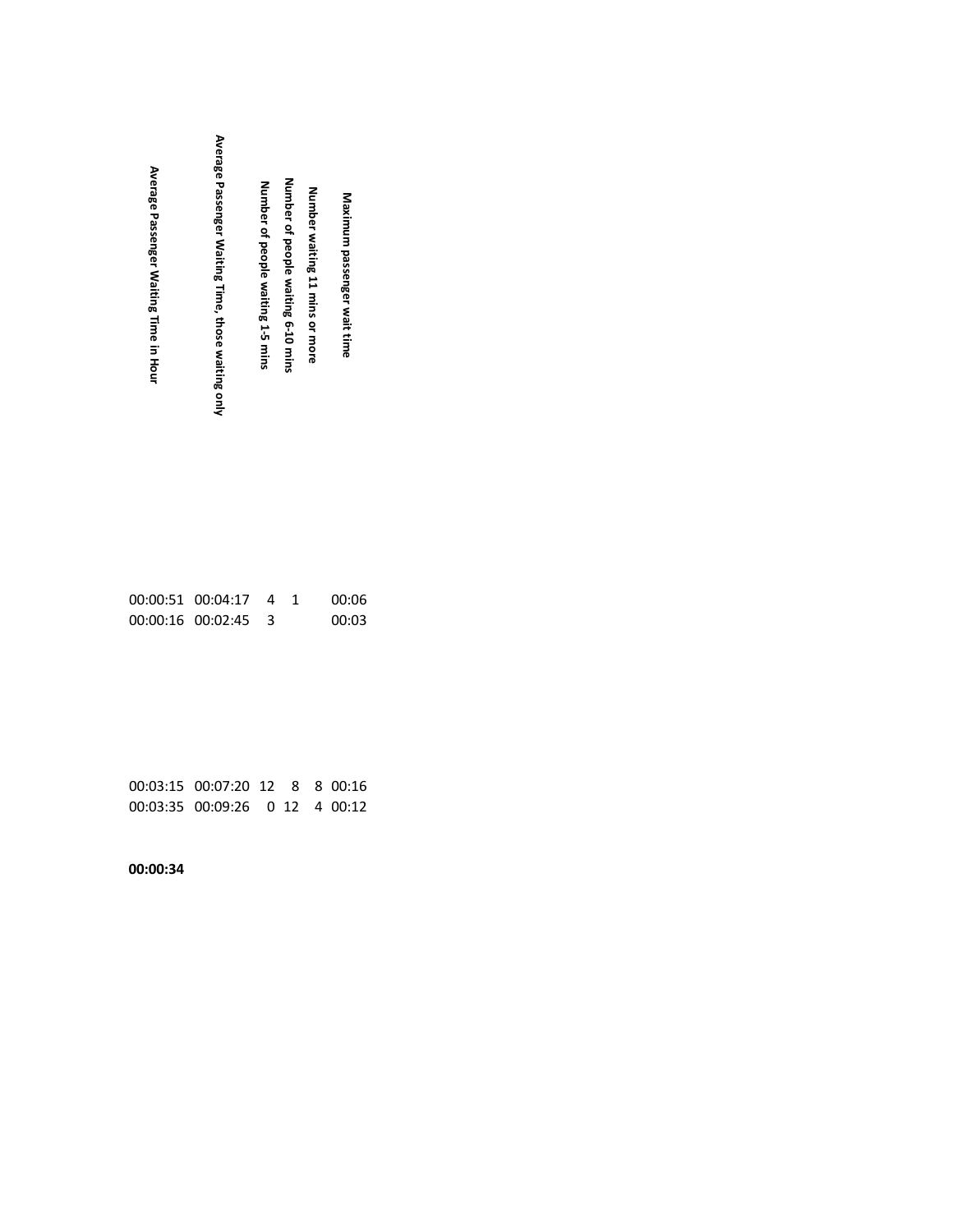| Average Passenger Waiting Time in Hour | Average Passenger Waiting Time, those waiting only | Number of people waiting 1-5 mins | Number of people waiting 6-10 mins | Number waiting 11 mins or more | Maximum passenger wait time |
|---|---|---|---|---|---|
| 00:00:51 | 00:04:17 | 4 | 1 | | 00:06 |
| 00:00:16 | 00:02:45 | 3 | | | 00:03 |
| 00:03:15 | 00:07:20 | 12 | 8 | 8 | 00:16 |
| 00:03:35 | 00:09:26 | 0 | 12 | 4 | 00:12 |
| **00:00:34** | | | | | |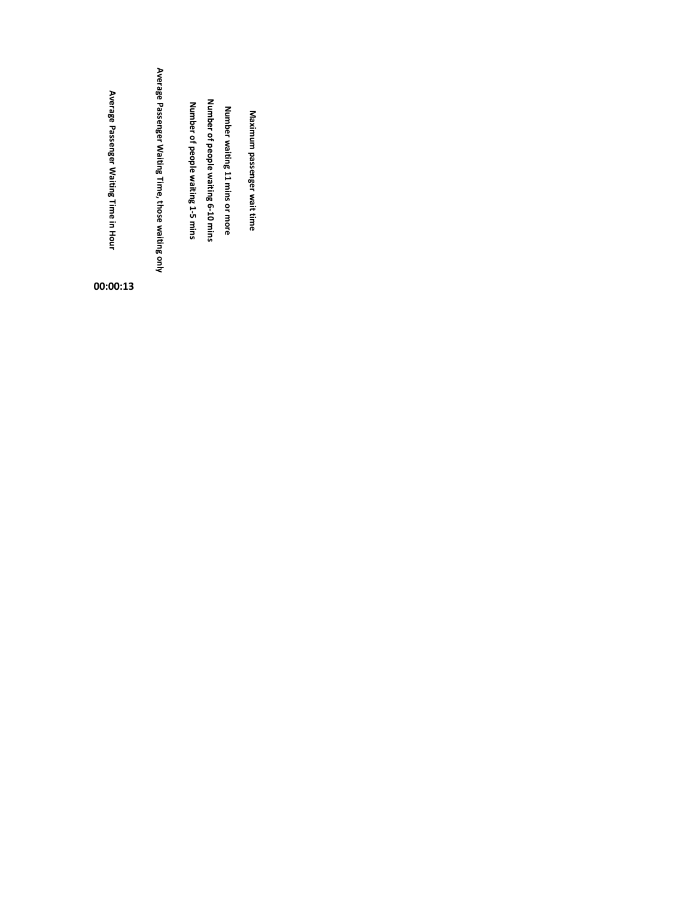Maximum passenger wait time

Number waiting 11 mins or more

Number of people waiting 6-10 mins

Number of people waiting 1-5 mins

Average Passenger Waiting Time, those waiting only

Average Passenger Waiting Time in Hour

**00:00:13**